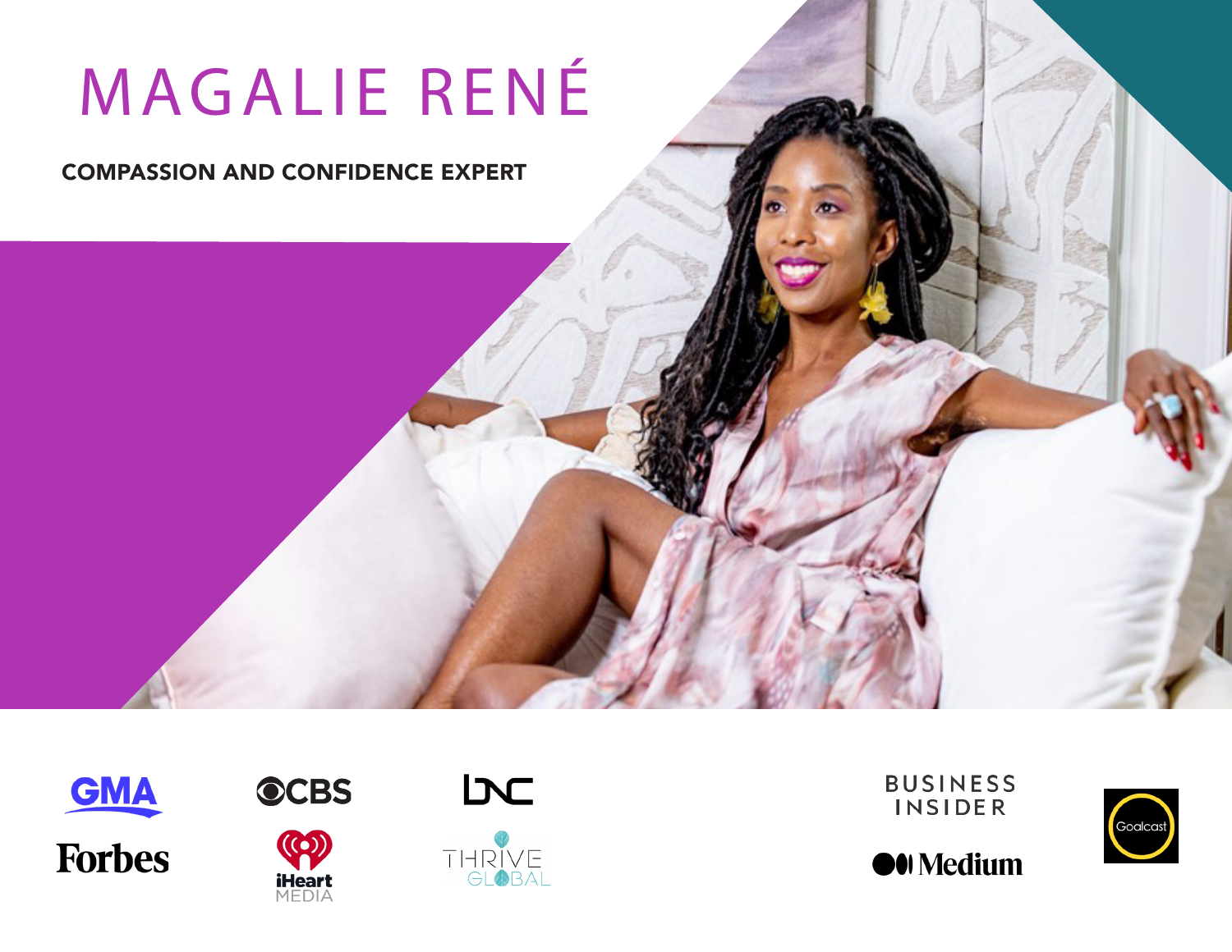# MAGALIE RENÉ

COMPASSION AND CONFIDENCE EXPERT

GMA

CBS

BNC

BUSINESS INSIDER

Goalcast

Forbes

iHeart MEDIA

THRIVE GLOBAL

Medium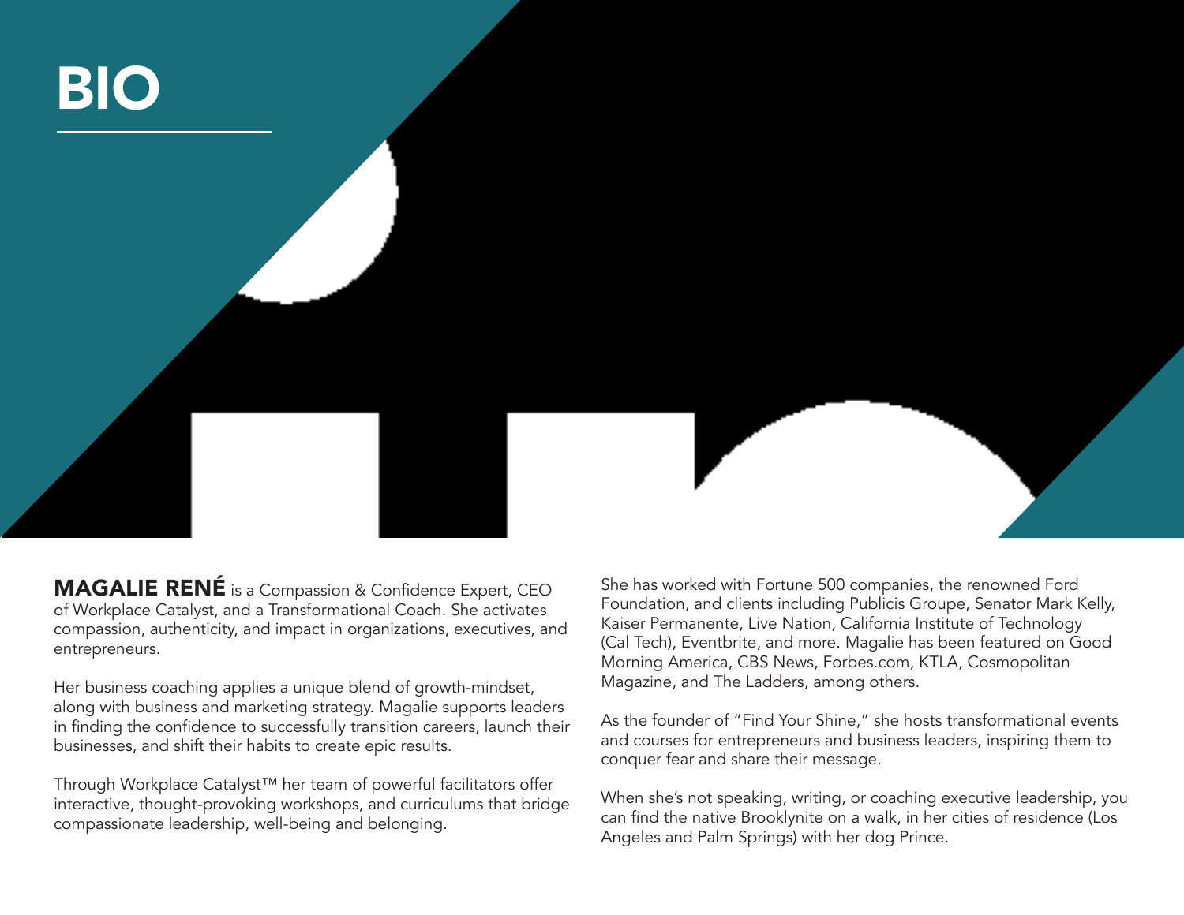# BIO

**MAGALIE RENÉ** is a Compassion & Confidence Expert, CEO of Workplace Catalyst, and a Transformational Coach. She activates compassion, authenticity, and impact in organizations, executives, and entrepreneurs.

Her business coaching applies a unique blend of growth-mindset, along with business and marketing strategy. Magalie supports leaders in finding the confidence to successfully transition careers, launch their businesses, and shift their habits to create epic results.

Through Workplace Catalyst™ her team of powerful facilitators offer interactive, thought-provoking workshops, and curriculums that bridge compassionate leadership, well-being and belonging.

She has worked with Fortune 500 companies, the renowned Ford Foundation, and clients including Publicis Groupe, Senator Mark Kelly, Kaiser Permanente, Live Nation, California Institute of Technology (Cal Tech), Eventbrite, and more. Magalie has been featured on Good Morning America, CBS News, Forbes.com, KTLA, Cosmopolitan Magazine, and The Ladders, among others.

As the founder of "Find Your Shine," she hosts transformational events and courses for entrepreneurs and business leaders, inspiring them to conquer fear and share their message.

When she's not speaking, writing, or coaching executive leadership, you can find the native Brooklynite on a walk, in her cities of residence (Los Angeles and Palm Springs) with her dog Prince.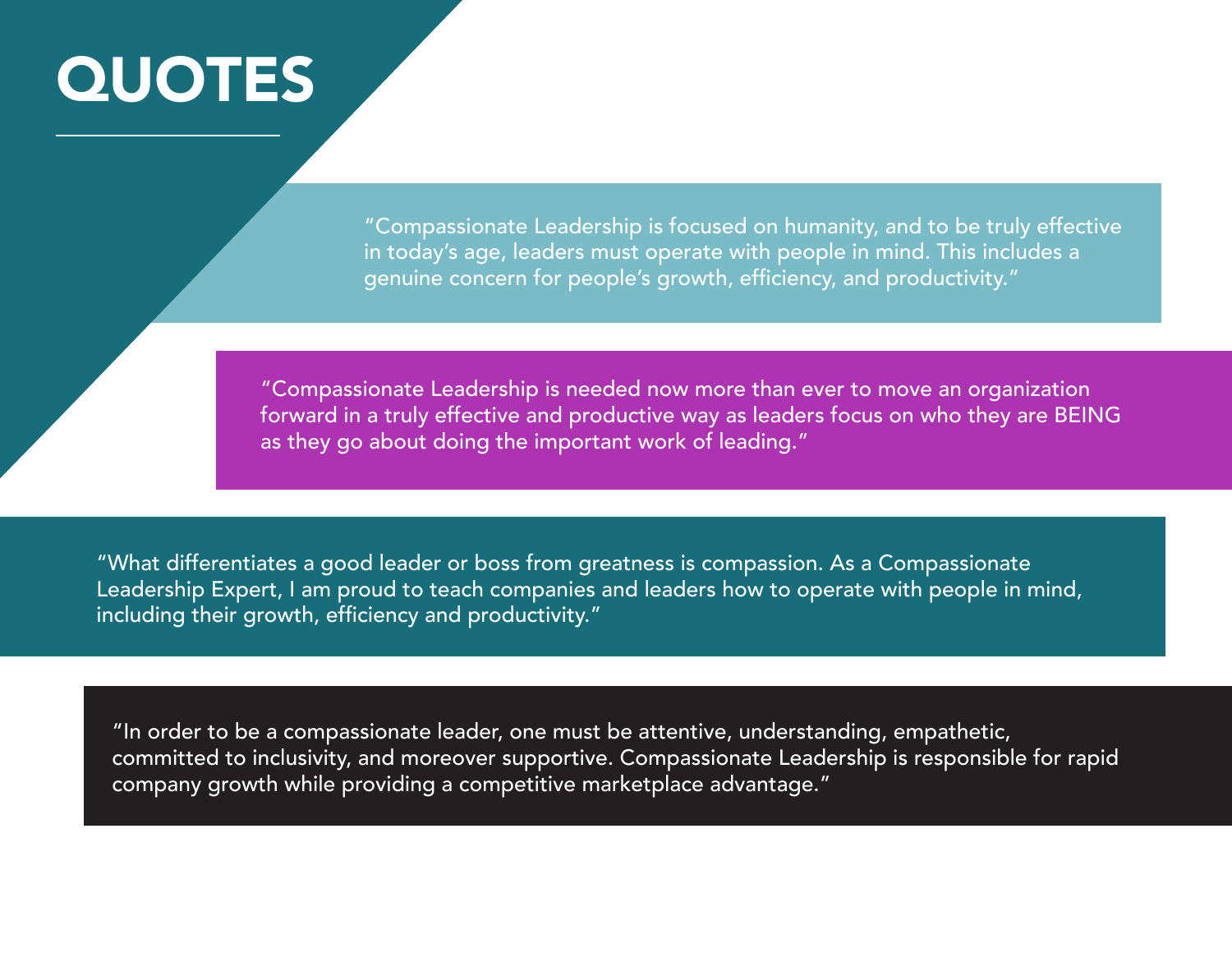# QUOTES

"Compassionate Leadership is focused on humanity, and to be truly effective in today's age, leaders must operate with people in mind. This includes a genuine concern for people's growth, efficiency, and productivity."

"Compassionate Leadership is needed now more than ever to move an organization forward in a truly effective and productive way as leaders focus on who they are BEING as they go about doing the important work of leading."

"What differentiates a good leader or boss from greatness is compassion. As a Compassionate Leadership Expert, I am proud to teach companies and leaders how to operate with people in mind, including their growth, efficiency and productivity."

"In order to be a compassionate leader, one must be attentive, understanding, empathetic, committed to inclusivity, and moreover supportive. Compassionate Leadership is responsible for rapid company growth while providing a competitive marketplace advantage."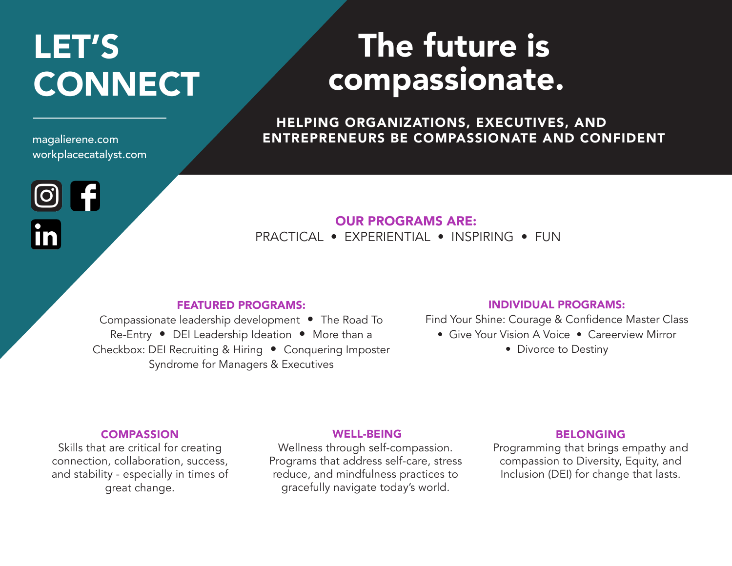# LET'S CONNECT

magalierene.com
workplacecatalyst.com

# The future is compassionate.

## HELPING ORGANIZATIONS, EXECUTIVES, AND ENTREPRENEURS BE COMPASSIONATE AND CONFIDENT

### OUR PROGRAMS ARE:

PRACTICAL • EXPERIENTIAL • INSPIRING • FUN

### FEATURED PROGRAMS:

Compassionate leadership development • The Road To Re-Entry • DEI Leadership Ideation • More than a Checkbox: DEI Recruiting & Hiring • Conquering Imposter Syndrome for Managers & Executives

### INDIVIDUAL PROGRAMS:

Find Your Shine: Courage & Confidence Master Class • Give Your Vision A Voice • Careerview Mirror • Divorce to Destiny

### COMPASSION

Skills that are critical for creating connection, collaboration, success, and stability - especially in times of great change.

### WELL-BEING

Wellness through self-compassion. Programs that address self-care, stress reduce, and mindfulness practices to gracefully navigate today's world.

### BELONGING

Programming that brings empathy and compassion to Diversity, Equity, and Inclusion (DEI) for change that lasts.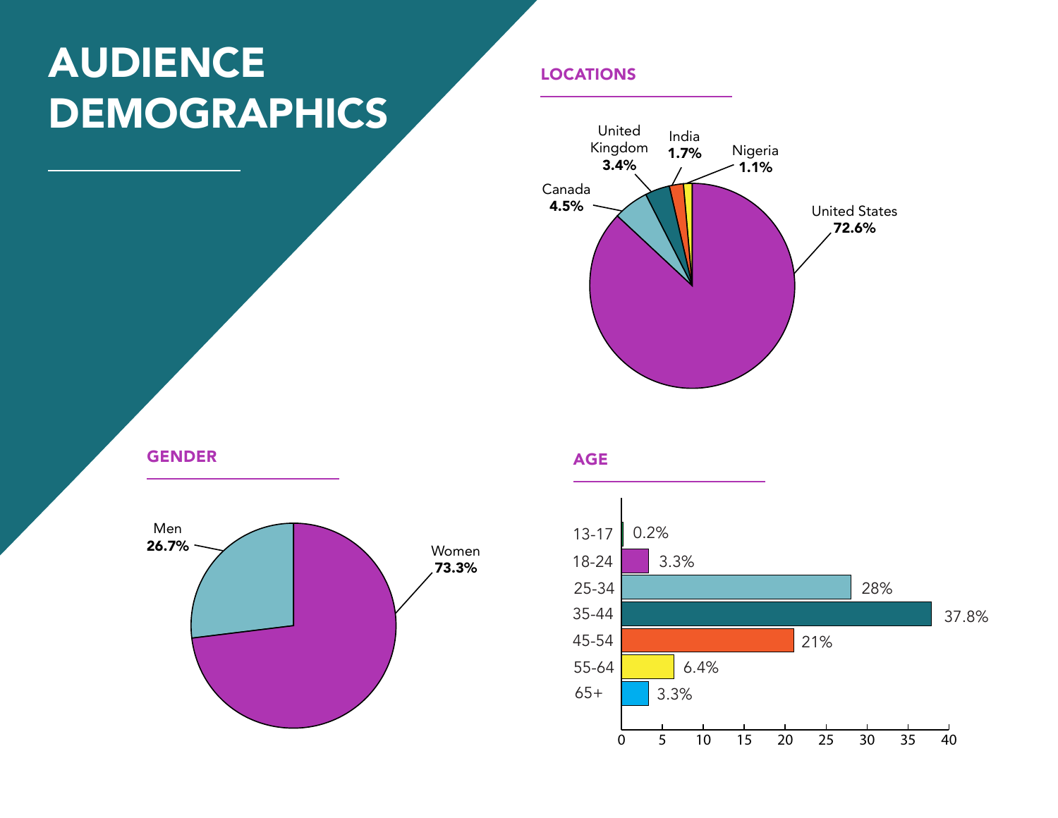# AUDIENCE DEMOGRAPHICS

## LOCATIONS

United States
**72.6%**

Canada
**4.5%**

United Kingdom
**3.4%**

India
**1.7%**

Nigeria
**1.1%**

## GENDER

Men
**26.7%**

Women
**73.3%**

## AGE

13-17 0.2%
18-24 3.3%
25-34 28%
35-44 37.8%
45-54 21%
55-64 6.4%
65+ 3.3%

0 5 10 15 20 25 30 35 40